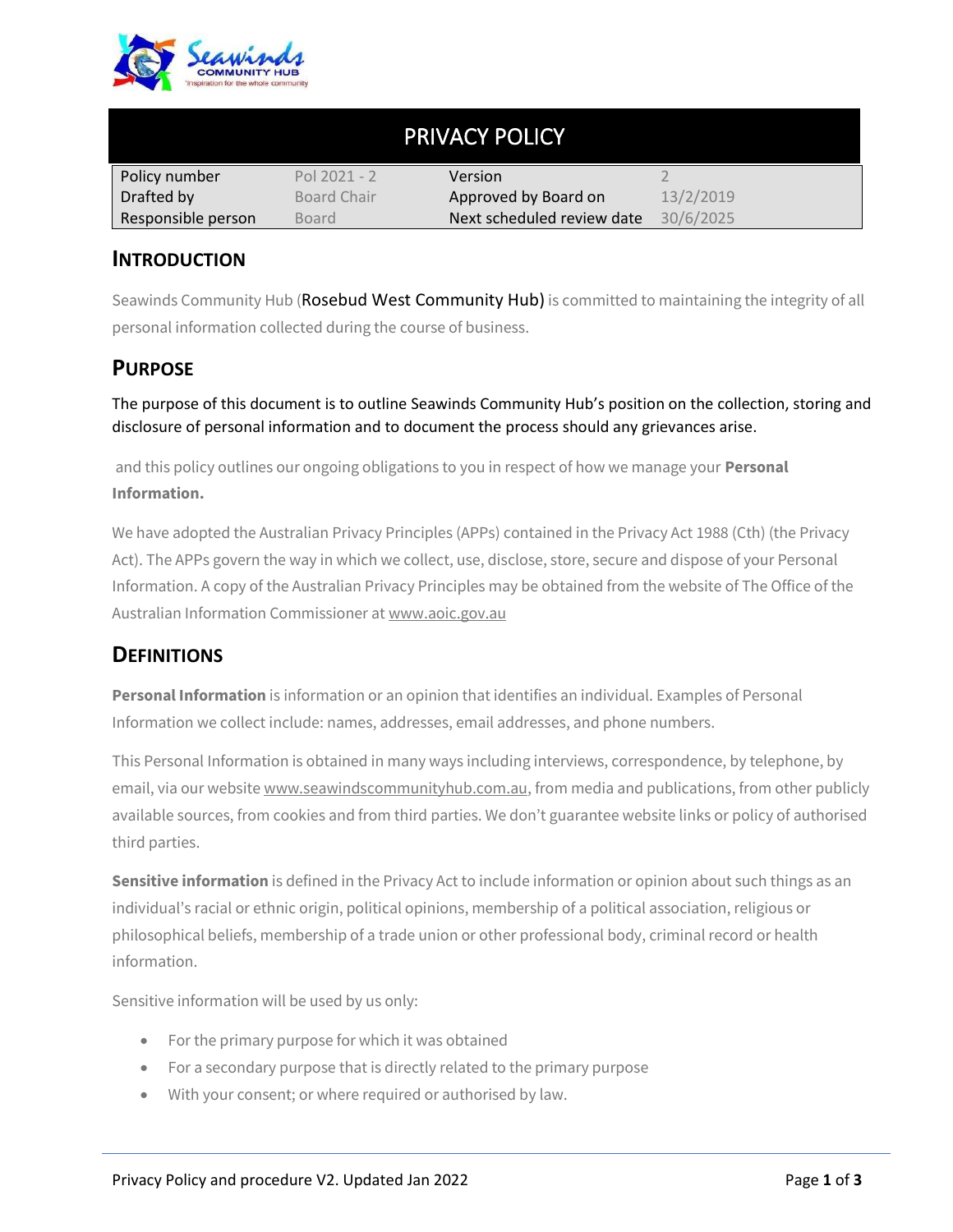# PRIVACY POLICY

| Policy number | Pol 2021 - 2 | Version | 2 |
|---|---|---|---|
| Drafted by | Board Chair | Approved by Board on | 13/2/2019 |
| Responsible person | Board | Next scheduled review date | 30/6/2025 |

## INTRODUCTION

Seawinds Community Hub (Rosebud West Community Hub) is committed to maintaining the integrity of all personal information collected during the course of business.

## PURPOSE

The purpose of this document is to outline Seawinds Community Hub's position on the collection, storing and disclosure of personal information and to document the process should any grievances arise.

and this policy outlines our ongoing obligations to you in respect of how we manage your **Personal Information.**

We have adopted the Australian Privacy Principles (APPs) contained in the Privacy Act 1988 (Cth) (the Privacy Act). The APPs govern the way in which we collect, use, disclose, store, secure and dispose of your Personal Information. A copy of the Australian Privacy Principles may be obtained from the website of The Office of the Australian Information Commissioner at www.aoic.gov.au

## DEFINITIONS

**Personal Information** is information or an opinion that identifies an individual. Examples of Personal Information we collect include: names, addresses, email addresses, and phone numbers.

This Personal Information is obtained in many ways including interviews, correspondence, by telephone, by email, via our website www.seawindscommunityhub.com.au, from media and publications, from other publicly available sources, from cookies and from third parties. We don't guarantee website links or policy of authorised third parties.

**Sensitive information** is defined in the Privacy Act to include information or opinion about such things as an individual's racial or ethnic origin, political opinions, membership of a political association, religious or philosophical beliefs, membership of a trade union or other professional body, criminal record or health information.

Sensitive information will be used by us only:

- For the primary purpose for which it was obtained
- For a secondary purpose that is directly related to the primary purpose
- With your consent; or where required or authorised by law.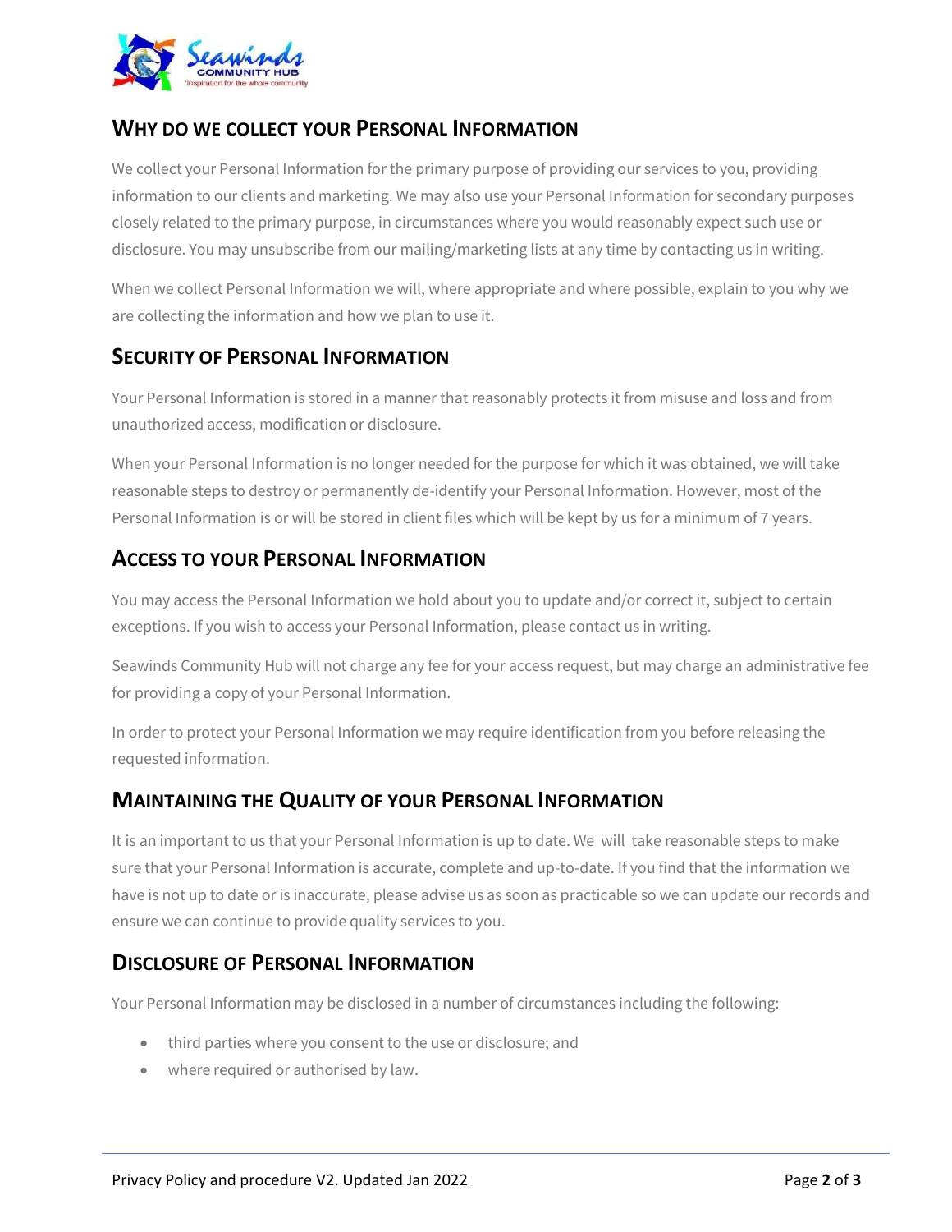## Why do we collect your Personal Information

We collect your Personal Information for the primary purpose of providing our services to you, providing information to our clients and marketing. We may also use your Personal Information for secondary purposes closely related to the primary purpose, in circumstances where you would reasonably expect such use or disclosure. You may unsubscribe from our mailing/marketing lists at any time by contacting us in writing.

When we collect Personal Information we will, where appropriate and where possible, explain to you why we are collecting the information and how we plan to use it.

## Security of Personal Information

Your Personal Information is stored in a manner that reasonably protects it from misuse and loss and from unauthorized access, modification or disclosure.

When your Personal Information is no longer needed for the purpose for which it was obtained, we will take reasonable steps to destroy or permanently de-identify your Personal Information. However, most of the Personal Information is or will be stored in client files which will be kept by us for a minimum of 7 years.

## Access to your Personal Information

You may access the Personal Information we hold about you to update and/or correct it, subject to certain exceptions. If you wish to access your Personal Information, please contact us in writing.

Seawinds Community Hub will not charge any fee for your access request, but may charge an administrative fee for providing a copy of your Personal Information.

In order to protect your Personal Information we may require identification from you before releasing the requested information.

## Maintaining the Quality of your Personal Information

It is an important to us that your Personal Information is up to date. We will take reasonable steps to make sure that your Personal Information is accurate, complete and up-to-date. If you find that the information we have is not up to date or is inaccurate, please advise us as soon as practicable so we can update our records and ensure we can continue to provide quality services to you.

## Disclosure of Personal Information

Your Personal Information may be disclosed in a number of circumstances including the following:

- third parties where you consent to the use or disclosure; and
- where required or authorised by law.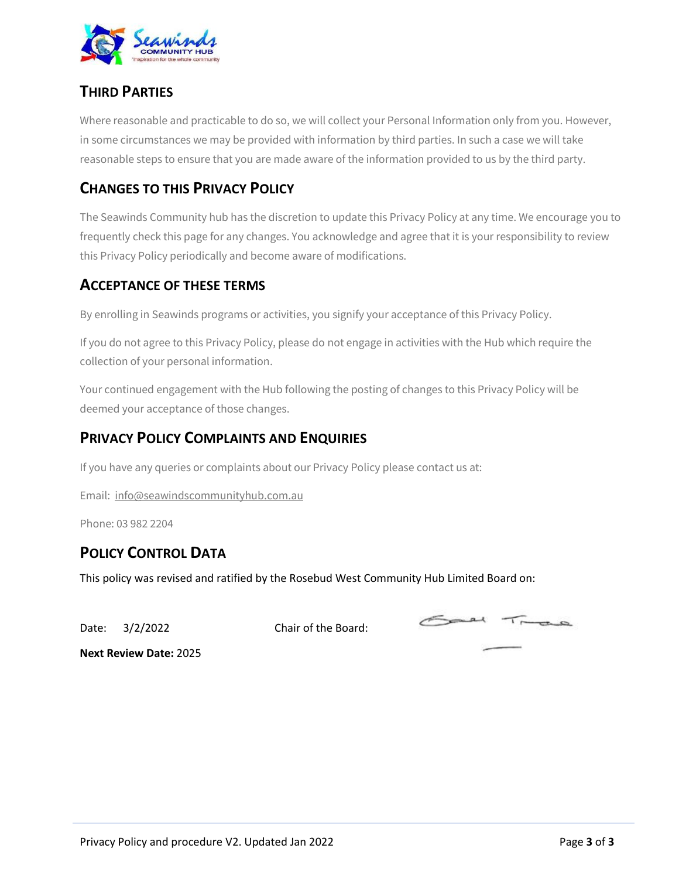## THIRD PARTIES

Where reasonable and practicable to do so, we will collect your Personal Information only from you. However, in some circumstances we may be provided with information by third parties. In such a case we will take reasonable steps to ensure that you are made aware of the information provided to us by the third party.

## CHANGES TO THIS PRIVACY POLICY

The Seawinds Community hub has the discretion to update this Privacy Policy at any time. We encourage you to frequently check this page for any changes. You acknowledge and agree that it is your responsibility to review this Privacy Policy periodically and become aware of modifications.

## ACCEPTANCE OF THESE TERMS

By enrolling in Seawinds programs or activities, you signify your acceptance of this Privacy Policy.

If you do not agree to this Privacy Policy, please do not engage in activities with the Hub which require the collection of your personal information.

Your continued engagement with the Hub following the posting of changes to this Privacy Policy will be deemed your acceptance of those changes.

## PRIVACY POLICY COMPLAINTS AND ENQUIRIES

If you have any queries or complaints about our Privacy Policy please contact us at:

Email: info@seawindscommunityhub.com.au

Phone: 03 982 2204

## POLICY CONTROL DATA

This policy was revised and ratified by the Rosebud West Community Hub Limited Board on:

Date: 3/2/2022 Chair of the Board:

**Next Review Date:** 2025